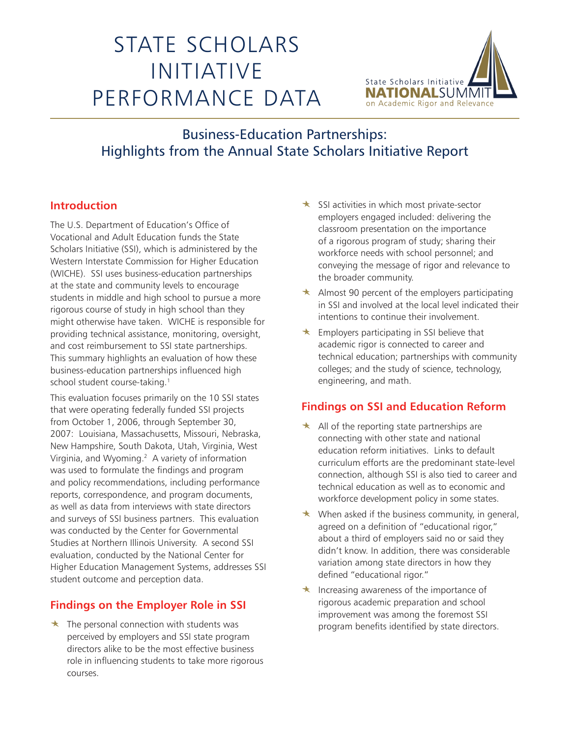# STATE SCHOLARS INITIATIVE PERFORMANCE DATA

State Scholars Initiative NATIONALSUMMIT on Academic Rigor and Relevance

## Business-Education Partnerships: Highlights from the Annual State Scholars Initiative Report

### Introduction

The U.S. Department of Education's Office of Vocational and Adult Education funds the State Scholars Initiative (SSI), which is administered by the Western Interstate Commission for Higher Education (WICHE). SSI uses business-education partnerships at the state and community levels to encourage students in middle and high school to pursue a more rigorous course of study in high school than they might otherwise have taken. WICHE is responsible for providing technical assistance, monitoring, oversight, and cost reimbursement to SSI state partnerships. This summary highlights an evaluation of how these business-education partnerships influenced high school student course-taking.[1]

This evaluation focuses primarily on the 10 SSI states that were operating federally funded SSI projects from October 1, 2006, through September 30, 2007: Louisiana, Massachusetts, Missouri, Nebraska, New Hampshire, South Dakota, Utah, Virginia, West Virginia, and Wyoming.[2] A variety of information was used to formulate the findings and program and policy recommendations, including performance reports, correspondence, and program documents, as well as data from interviews with state directors and surveys of SSI business partners. This evaluation was conducted by the Center for Governmental Studies at Northern Illinois University. A second SSI evaluation, conducted by the National Center for Higher Education Management Systems, addresses SSI student outcome and perception data.

### Findings on the Employer Role in SSI

- The personal connection with students was perceived by employers and SSI state program directors alike to be the most effective business role in influencing students to take more rigorous courses.
- SSI activities in which most private-sector employers engaged included: delivering the classroom presentation on the importance of a rigorous program of study; sharing their workforce needs with school personnel; and conveying the message of rigor and relevance to the broader community.
- Almost 90 percent of the employers participating in SSI and involved at the local level indicated their intentions to continue their involvement.
- Employers participating in SSI believe that academic rigor is connected to career and technical education; partnerships with community colleges; and the study of science, technology, engineering, and math.

### Findings on SSI and Education Reform

- All of the reporting state partnerships are connecting with other state and national education reform initiatives. Links to default curriculum efforts are the predominant state-level connection, although SSI is also tied to career and technical education as well as to economic and workforce development policy in some states.
- When asked if the business community, in general, agreed on a definition of "educational rigor," about a third of employers said no or said they didn't know. In addition, there was considerable variation among state directors in how they defined "educational rigor."
- Increasing awareness of the importance of rigorous academic preparation and school improvement was among the foremost SSI program benefits identified by state directors.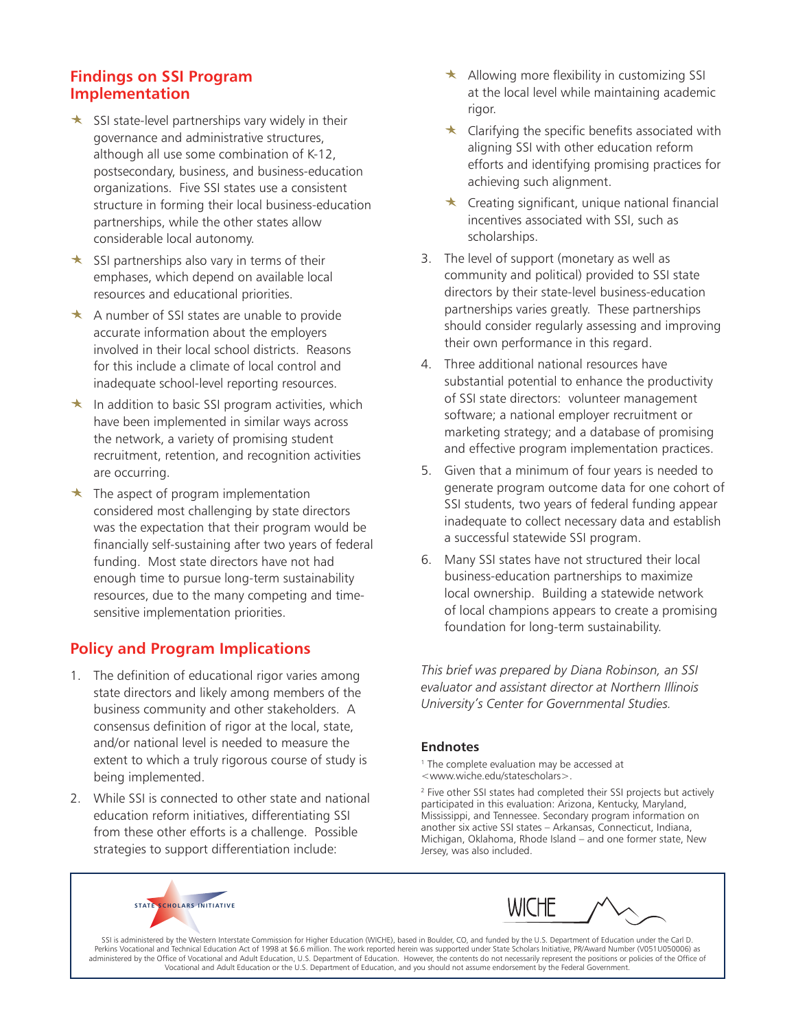## Findings on SSI Program Implementation

- SSI state-level partnerships vary widely in their governance and administrative structures, although all use some combination of K-12, postsecondary, business, and business-education organizations. Five SSI states use a consistent structure in forming their local business-education partnerships, while the other states allow considerable local autonomy.
- SSI partnerships also vary in terms of their emphases, which depend on available local resources and educational priorities.
- A number of SSI states are unable to provide accurate information about the employers involved in their local school districts. Reasons for this include a climate of local control and inadequate school-level reporting resources.
- In addition to basic SSI program activities, which have been implemented in similar ways across the network, a variety of promising student recruitment, retention, and recognition activities are occurring.
- The aspect of program implementation considered most challenging by state directors was the expectation that their program would be financially self-sustaining after two years of federal funding. Most state directors have not had enough time to pursue long-term sustainability resources, due to the many competing and time-sensitive implementation priorities.

## Policy and Program Implications

1. The definition of educational rigor varies among state directors and likely among members of the business community and other stakeholders. A consensus definition of rigor at the local, state, and/or national level is needed to measure the extent to which a truly rigorous course of study is being implemented.
2. While SSI is connected to other state and national education reform initiatives, differentiating SSI from these other efforts is a challenge. Possible strategies to support differentiation include:
   - Allowing more flexibility in customizing SSI at the local level while maintaining academic rigor.
   - Clarifying the specific benefits associated with aligning SSI with other education reform efforts and identifying promising practices for achieving such alignment.
   - Creating significant, unique national financial incentives associated with SSI, such as scholarships.
3. The level of support (monetary as well as community and political) provided to SSI state directors by their state-level business-education partnerships varies greatly. These partnerships should consider regularly assessing and improving their own performance in this regard.
4. Three additional national resources have substantial potential to enhance the productivity of SSI state directors: volunteer management software; a national employer recruitment or marketing strategy; and a database of promising and effective program implementation practices.
5. Given that a minimum of four years is needed to generate program outcome data for one cohort of SSI students, two years of federal funding appear inadequate to collect necessary data and establish a successful statewide SSI program.
6. Many SSI states have not structured their local business-education partnerships to maximize local ownership. Building a statewide network of local champions appears to create a promising foundation for long-term sustainability.

*This brief was prepared by Diana Robinson, an SSI evaluator and assistant director at Northern Illinois University's Center for Governmental Studies.*

### Endnotes

[1] The complete evaluation may be accessed at <www.wiche.edu/statescholars>.

[2] Five other SSI states had completed their SSI projects but actively participated in this evaluation: Arizona, Kentucky, Maryland, Mississippi, and Tennessee. Secondary program information on another six active SSI states – Arkansas, Connecticut, Indiana, Michigan, Oklahoma, Rhode Island – and one former state, New Jersey, was also included.

STATE SCHOLARS INITIATIVE

WICHE

SSI is administered by the Western Interstate Commission for Higher Education (WICHE), based in Boulder, CO, and funded by the U.S. Department of Education under the Carl D. Perkins Vocational and Technical Education Act of 1998 at $6.6 million. The work reported herein was supported under State Scholars Initiative, PR/Award Number (V051U050006) as administered by the Office of Vocational and Adult Education, U.S. Department of Education. However, the contents do not necessarily represent the positions or policies of the Office of Vocational and Adult Education or the U.S. Department of Education, and you should not assume endorsement by the Federal Government.